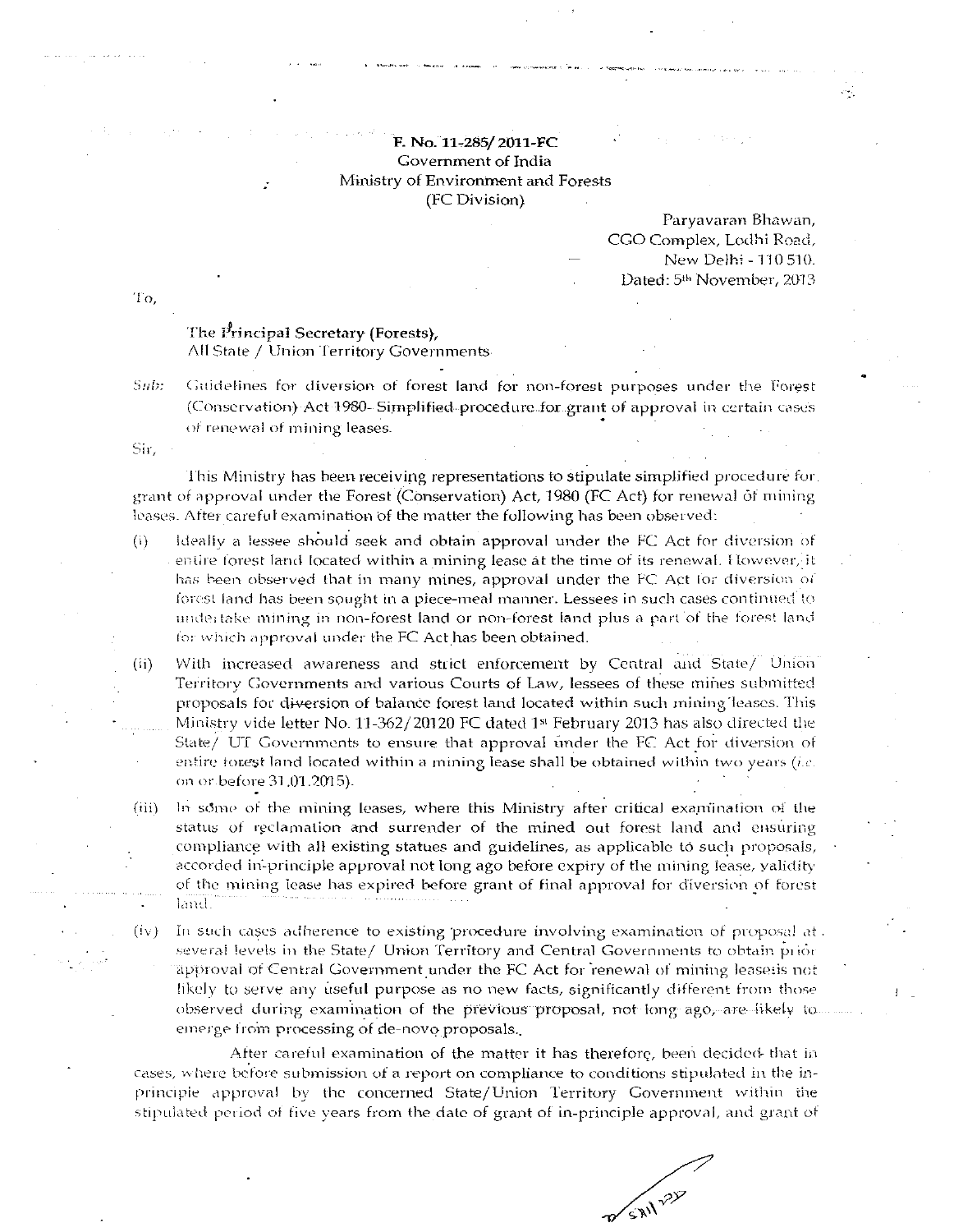**F. No. 11-285/ 2011-FC**
Government of India
Ministry of Environment and Forests
(FC Division)

Paryavaran Bhawan,
CGO Complex, Lodhi Road,
New Delhi - 110 510.
Dated: 5th November, 2013

To,

**The Principal Secretary (Forests),**
All State / Union Territory Governments

*Sub:* Guidelines for diversion of forest land for non-forest purposes under the Forest (Conservation) Act 1980- Simplified procedure for grant of approval in certain cases of renewal of mining leases.

Sir,

This Ministry has been receiving representations to stipulate simplified procedure for grant of approval under the Forest (Conservation) Act, 1980 (FC Act) for renewal of mining leases. After careful examination of the matter the following has been observed:

(i) Ideally a lessee should seek and obtain approval under the FC Act for diversion of entire forest land located within a mining lease at the time of its renewal. However, it has been observed that in many mines, approval under the FC Act for diversion of forest land has been sought in a piece-meal manner. Lessees in such cases continued to undertake mining in non-forest land or non-forest land plus a part of the forest land for which approval under the FC Act has been obtained.

(ii) With increased awareness and strict enforcement by Central and State/ Union Territory Governments and various Courts of Law, lessees of these mines submitted proposals for diversion of balance forest land located within such mining leases. This Ministry vide letter No. 11-362/20120 FC dated 1st February 2013 has also directed the State/ UT Governments to ensure that approval under the FC Act for diversion of entire forest land located within a mining lease shall be obtained within two years (*i.e.* on or before 31.01.2015).

(iii) In some of the mining leases, where this Ministry after critical examination of the status of reclamation and surrender of the mined out forest land and ensuring compliance with all existing statues and guidelines, as applicable to such proposals, accorded in-principle approval not long ago before expiry of the mining lease, validity of the mining lease has expired before grant of final approval for diversion of forest land.

(iv) In such cases adherence to existing procedure involving examination of proposal at several levels in the State/ Union Territory and Central Governments to obtain prior approval of Central Government under the FC Act for renewal of mining leases is not likely to serve any useful purpose as no new facts, significantly different from those observed during examination of the previous proposal, not long ago, are likely to emerge from processing of de-novo proposals.

After careful examination of the matter it has therefore, been decided that in cases, where before submission of a report on compliance to conditions stipulated in the in-principle approval by the concerned State/Union Territory Government within the stipulated period of five years from the date of grant of in-principle approval, and grant of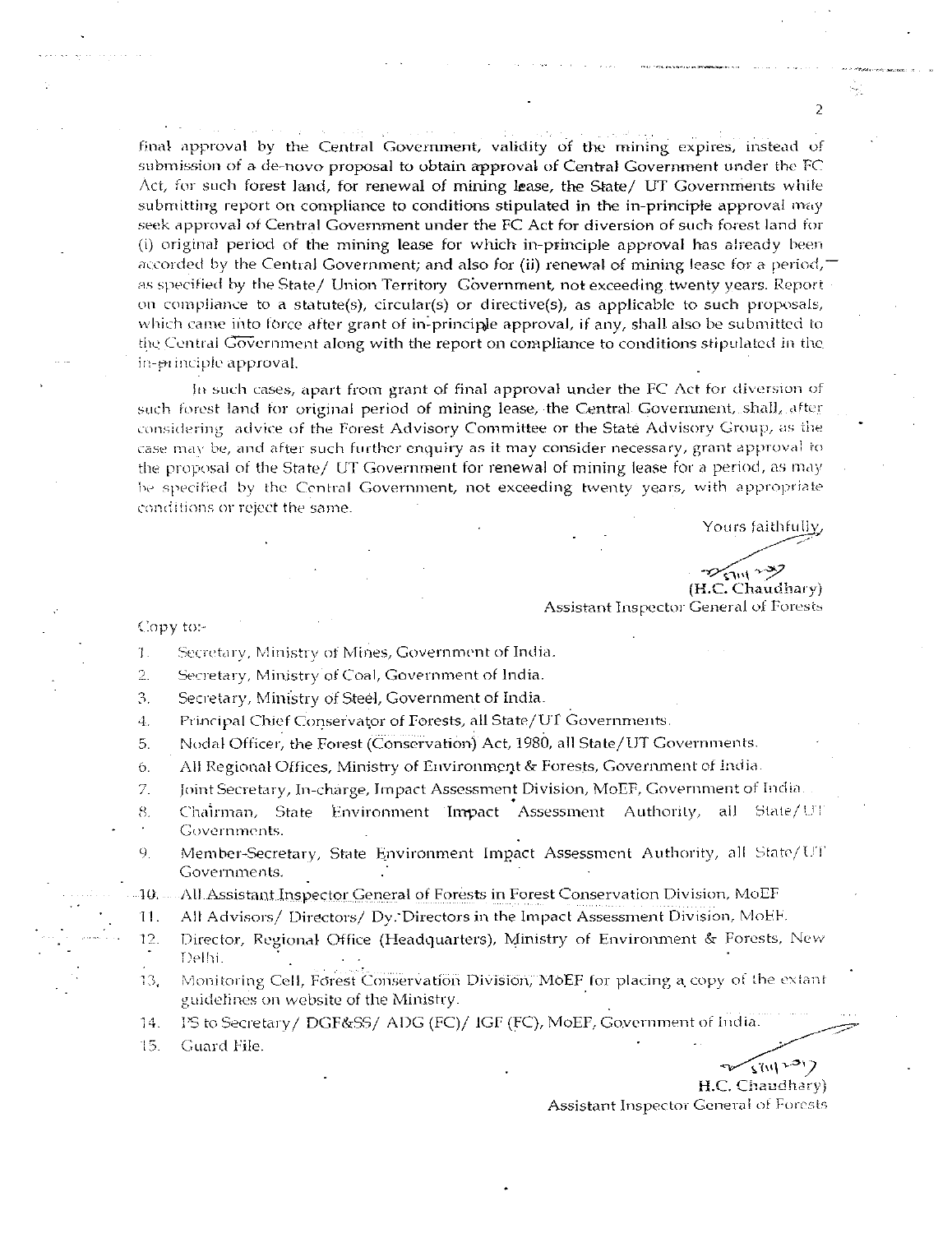final approval by the Central Government, validity of the mining expires, instead of submission of a de-novo proposal to obtain approval of Central Government under the FC Act, for such forest land, for renewal of mining lease, the State/ UT Governments while submitting report on compliance to conditions stipulated in the in-principle approval may seek approval of Central Government under the FC Act for diversion of such forest land for (i) original period of the mining lease for which in-principle approval has already been accorded by the Central Government; and also for (ii) renewal of mining lease for a period, as specified by the State/ Union Territory Government, not exceeding twenty years. Report on compliance to a statute(s), circular(s) or directive(s), as applicable to such proposals, which came into force after grant of in-principle approval, if any, shall also be submitted to the Central Government along with the report on compliance to conditions stipulated in the in-principle approval.

In such cases, apart from grant of final approval under the FC Act for diversion of such forest land for original period of mining lease, the Central Government, shall, after considering advice of the Forest Advisory Committee or the State Advisory Group, as the case may be, and after such further enquiry as it may consider necessary, grant approval to the proposal of the State/ UT Government for renewal of mining lease for a period, as may be specified by the Central Government, not exceeding twenty years, with appropriate conditions or reject the same.

Yours faithfully,

(H.C. Chaudhary)
Assistant Inspector General of Forests

Copy to:-

1. Secretary, Ministry of Mines, Government of India.
2. Secretary, Ministry of Coal, Government of India.
3. Secretary, Ministry of Steel, Government of India.
4. Principal Chief Conservator of Forests, all State/UT Governments.
5. Nodal Officer, the Forest (Conservation) Act, 1980, all State/UT Governments.
6. All Regional Offices, Ministry of Environment & Forests, Government of India.
7. Joint Secretary, In-charge, Impact Assessment Division, MoEF, Government of India.
8. Chairman, State Environment Impact Assessment Authority, all State/UT Governments.
9. Member-Secretary, State Environment Impact Assessment Authority, all State/UT Governments.
10. All Assistant Inspector General of Forests in Forest Conservation Division, MoEF
11. All Advisors/ Directors/ Dy. Directors in the Impact Assessment Division, MoEF.
12. Director, Regional Office (Headquarters), Ministry of Environment & Forests, New Delhi.
13. Monitoring Cell, Forest Conservation Division, MoEF for placing a copy of the extant guidelines on website of the Ministry.
14. PS to Secretary/ DGF&SS/ ADG (FC)/ IGF (FC), MoEF, Government of India.
15. Guard File.

(H.C. Chaudhary)
Assistant Inspector General of Forests